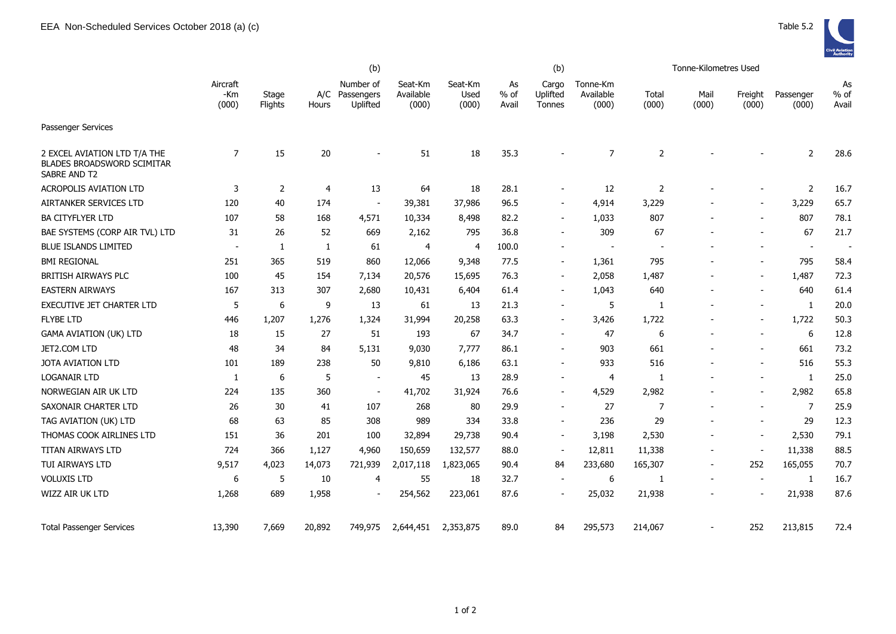EEA Non-Scheduled Services October 2018 (a) (c)

Table 5.2

| | Aircraft -Km (000) | Stage Flights | A/C Hours | (b) Number of Passengers Uplifted | Seat-Km Available (000) | Seat-Km Used (000) | As % of Avail | (b) Cargo Uplifted Tonnes | Tonne-Km Available (000) | Tonne-Kilometres Used Total (000) | Mail (000) | Freight (000) | Passenger (000) | As % of Avail |
|---|---|---|---|---|---|---|---|---|---|---|---|---|---|---|
| Passenger Services | | | | | | | | | | | | | | |
| 2 EXCEL AVIATION LTD T/A THE BLADES BROADSWORD SCIMITAR SABRE AND T2 | 7 | 15 | 20 | - | 51 | 18 | 35.3 | - | 7 | 2 | - | - | 2 | 28.6 |
| ACROPOLIS AVIATION LTD | 3 | 2 | 4 | 13 | 64 | 18 | 28.1 | - | 12 | 2 | - | - | 2 | 16.7 |
| AIRTANKER SERVICES LTD | 120 | 40 | 174 | - | 39,381 | 37,986 | 96.5 | - | 4,914 | 3,229 | - | - | 3,229 | 65.7 |
| BA CITYFLYER LTD | 107 | 58 | 168 | 4,571 | 10,334 | 8,498 | 82.2 | - | 1,033 | 807 | - | - | 807 | 78.1 |
| BAE SYSTEMS (CORP AIR TVL) LTD | 31 | 26 | 52 | 669 | 2,162 | 795 | 36.8 | - | 309 | 67 | - | - | 67 | 21.7 |
| BLUE ISLANDS LIMITED | - | 1 | 1 | 61 | 4 | 4 | 100.0 | - | - | - | - | - | - | - |
| BMI REGIONAL | 251 | 365 | 519 | 860 | 12,066 | 9,348 | 77.5 | - | 1,361 | 795 | - | - | 795 | 58.4 |
| BRITISH AIRWAYS PLC | 100 | 45 | 154 | 7,134 | 20,576 | 15,695 | 76.3 | - | 2,058 | 1,487 | - | - | 1,487 | 72.3 |
| EASTERN AIRWAYS | 167 | 313 | 307 | 2,680 | 10,431 | 6,404 | 61.4 | - | 1,043 | 640 | - | - | 640 | 61.4 |
| EXECUTIVE JET CHARTER LTD | 5 | 6 | 9 | 13 | 61 | 13 | 21.3 | - | 5 | 1 | - | - | 1 | 20.0 |
| FLYBE LTD | 446 | 1,207 | 1,276 | 1,324 | 31,994 | 20,258 | 63.3 | - | 3,426 | 1,722 | - | - | 1,722 | 50.3 |
| GAMA AVIATION (UK) LTD | 18 | 15 | 27 | 51 | 193 | 67 | 34.7 | - | 47 | 6 | - | - | 6 | 12.8 |
| JET2.COM LTD | 48 | 34 | 84 | 5,131 | 9,030 | 7,777 | 86.1 | - | 903 | 661 | - | - | 661 | 73.2 |
| JOTA AVIATION LTD | 101 | 189 | 238 | 50 | 9,810 | 6,186 | 63.1 | - | 933 | 516 | - | - | 516 | 55.3 |
| LOGANAIR LTD | 1 | 6 | 5 | - | 45 | 13 | 28.9 | - | 4 | 1 | - | - | 1 | 25.0 |
| NORWEGIAN AIR UK LTD | 224 | 135 | 360 | - | 41,702 | 31,924 | 76.6 | - | 4,529 | 2,982 | - | - | 2,982 | 65.8 |
| SAXONAIR CHARTER LTD | 26 | 30 | 41 | 107 | 268 | 80 | 29.9 | - | 27 | 7 | - | - | 7 | 25.9 |
| TAG AVIATION (UK) LTD | 68 | 63 | 85 | 308 | 989 | 334 | 33.8 | - | 236 | 29 | - | - | 29 | 12.3 |
| THOMAS COOK AIRLINES LTD | 151 | 36 | 201 | 100 | 32,894 | 29,738 | 90.4 | - | 3,198 | 2,530 | - | - | 2,530 | 79.1 |
| TITAN AIRWAYS LTD | 724 | 366 | 1,127 | 4,960 | 150,659 | 132,577 | 88.0 | - | 12,811 | 11,338 | - | - | 11,338 | 88.5 |
| TUI AIRWAYS LTD | 9,517 | 4,023 | 14,073 | 721,939 | 2,017,118 | 1,823,065 | 90.4 | 84 | 233,680 | 165,307 | - | 252 | 165,055 | 70.7 |
| VOLUXIS LTD | 6 | 5 | 10 | 4 | 55 | 18 | 32.7 | - | 6 | 1 | - | - | 1 | 16.7 |
| WIZZ AIR UK LTD | 1,268 | 689 | 1,958 | - | 254,562 | 223,061 | 87.6 | - | 25,032 | 21,938 | - | - | 21,938 | 87.6 |
| Total Passenger Services | 13,390 | 7,669 | 20,892 | 749,975 | 2,644,451 | 2,353,875 | 89.0 | 84 | 295,573 | 214,067 | - | 252 | 213,815 | 72.4 |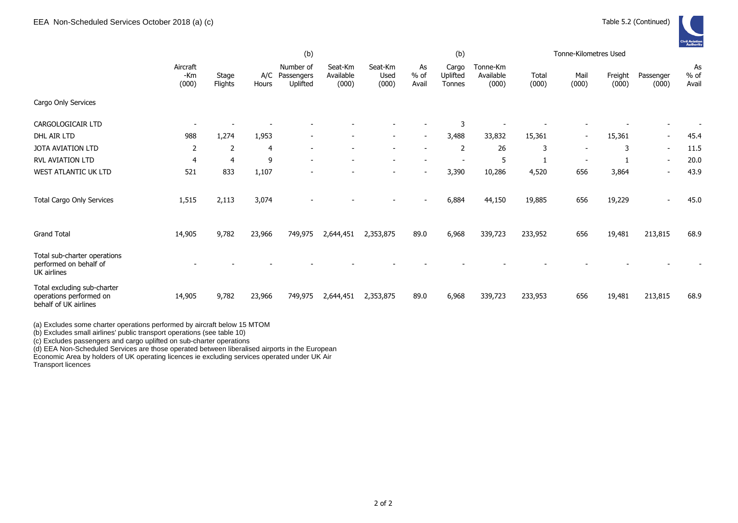EEA Non-Scheduled Services October 2018 (a) (c)

Table 5.2 (Continued)

| | Aircraft -Km (000) | Stage Flights | A/C Hours | (b) Number of Passengers Uplifted | Seat-Km Available (000) | Seat-Km Used (000) | As % of Avail | (b) Cargo Uplifted Tonnes | Tonne-Km Available (000) | Tonne-Kilometres Used Total (000) | Mail (000) | Freight (000) | Passenger (000) | As % of Avail |
|---|---|---|---|---|---|---|---|---|---|---|---|---|---|---|
| Cargo Only Services | | | | | | | | | | | | | | |
| CARGOLOGICAIR LTD | - | - | - | - | - | - | - | 3 | - | - | - | - | - | - |
| DHL AIR LTD | 988 | 1,274 | 1,953 | - | - | - | - | 3,488 | 33,832 | 15,361 | - | 15,361 | - | 45.4 |
| JOTA AVIATION LTD | 2 | 2 | 4 | - | - | - | - | 2 | 26 | 3 | - | 3 | - | 11.5 |
| RVL AVIATION LTD | 4 | 4 | 9 | - | - | - | - | - | 5 | 1 | - | 1 | - | 20.0 |
| WEST ATLANTIC UK LTD | 521 | 833 | 1,107 | - | - | - | - | 3,390 | 10,286 | 4,520 | 656 | 3,864 | - | 43.9 |
| Total Cargo Only Services | 1,515 | 2,113 | 3,074 | - | - | - | - | 6,884 | 44,150 | 19,885 | 656 | 19,229 | - | 45.0 |
| Grand Total | 14,905 | 9,782 | 23,966 | 749,975 | 2,644,451 | 2,353,875 | 89.0 | 6,968 | 339,723 | 233,952 | 656 | 19,481 | 213,815 | 68.9 |
| Total sub-charter operations performed on behalf of UK airlines | - | - | - | - | - | - | - | - | - | - | - | - | - | - |
| Total excluding sub-charter operations performed on behalf of UK airlines | 14,905 | 9,782 | 23,966 | 749,975 | 2,644,451 | 2,353,875 | 89.0 | 6,968 | 339,723 | 233,953 | 656 | 19,481 | 213,815 | 68.9 |

(a) Excludes some charter operations performed by aircraft below 15 MTOM
(b) Excludes small airlines' public transport operations (see table 10)
(c) Excludes passengers and cargo uplifted on sub-charter operations
(d) EEA Non-Scheduled Services are those operated between liberalised airports in the European Economic Area by holders of UK operating licences ie excluding services operated under UK Air Transport licences